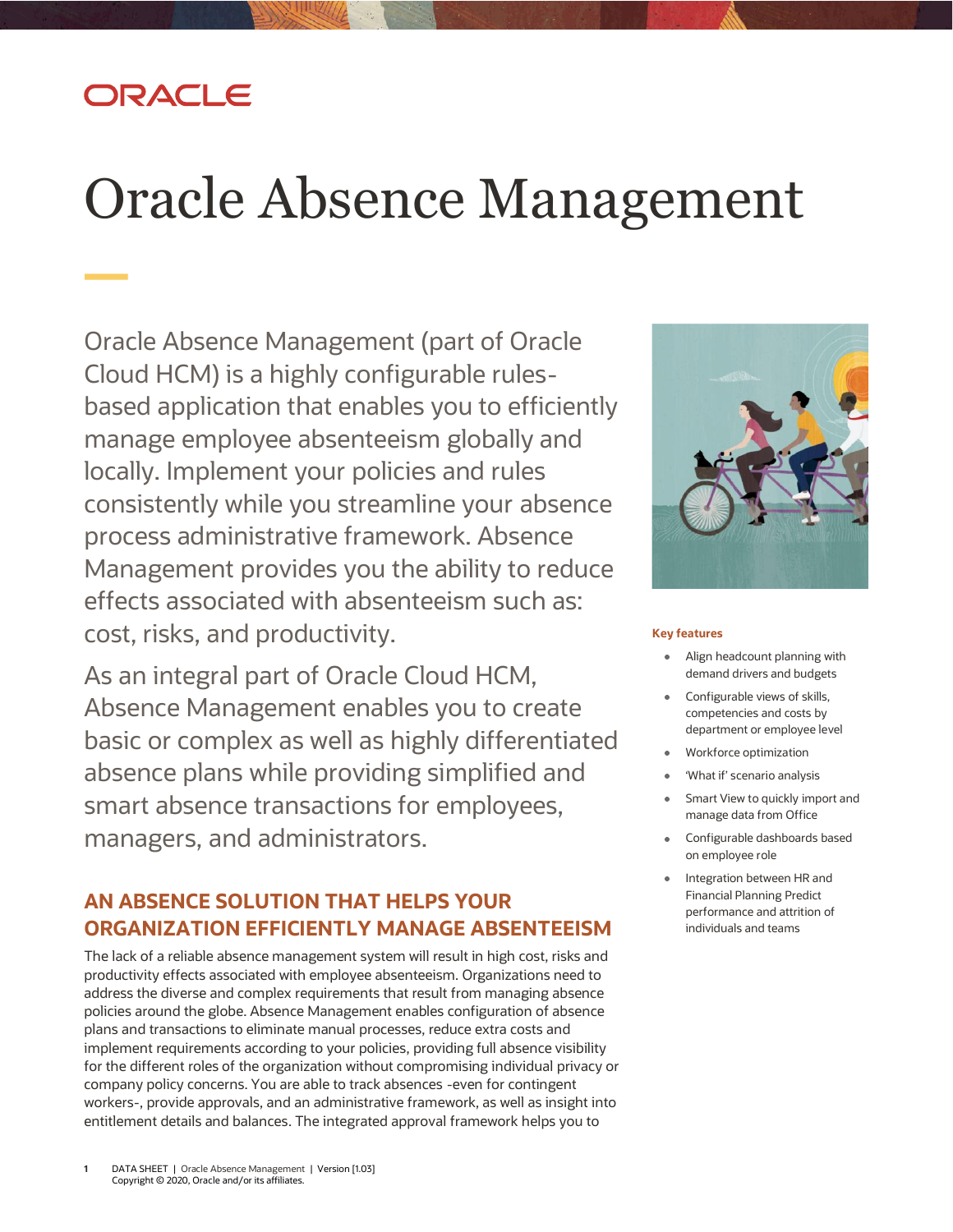# Oracle Absence Management

Oracle Absence Management (part of Oracle Cloud HCM) is a highly configurable rules-based application that enables you to efficiently manage employee absenteeism globally and locally. Implement your policies and rules consistently while you streamline your absence process administrative framework. Absence Management provides you the ability to reduce effects associated with absenteeism such as: cost, risks, and productivity.

As an integral part of Oracle Cloud HCM, Absence Management enables you to create basic or complex as well as highly differentiated absence plans while providing simplified and smart absence transactions for employees, managers, and administrators.

**Key features**

- Align headcount planning with demand drivers and budgets
- Configurable views of skills, competencies and costs by department or employee level
- Workforce optimization
- 'What if' scenario analysis
- Smart View to quickly import and manage data from Office
- Configurable dashboards based on employee role
- Integration between HR and Financial Planning Predict performance and attrition of individuals and teams

## AN ABSENCE SOLUTION THAT HELPS YOUR ORGANIZATION EFFICIENTLY MANAGE ABSENTEEISM

The lack of a reliable absence management system will result in high cost, risks and productivity effects associated with employee absenteeism. Organizations need to address the diverse and complex requirements that result from managing absence policies around the globe. Absence Management enables configuration of absence plans and transactions to eliminate manual processes, reduce extra costs and implement requirements according to your policies, providing full absence visibility for the different roles of the organization without compromising individual privacy or company policy concerns. You are able to track absences -even for contingent workers-, provide approvals, and an administrative framework, as well as insight into entitlement details and balances. The integrated approval framework helps you to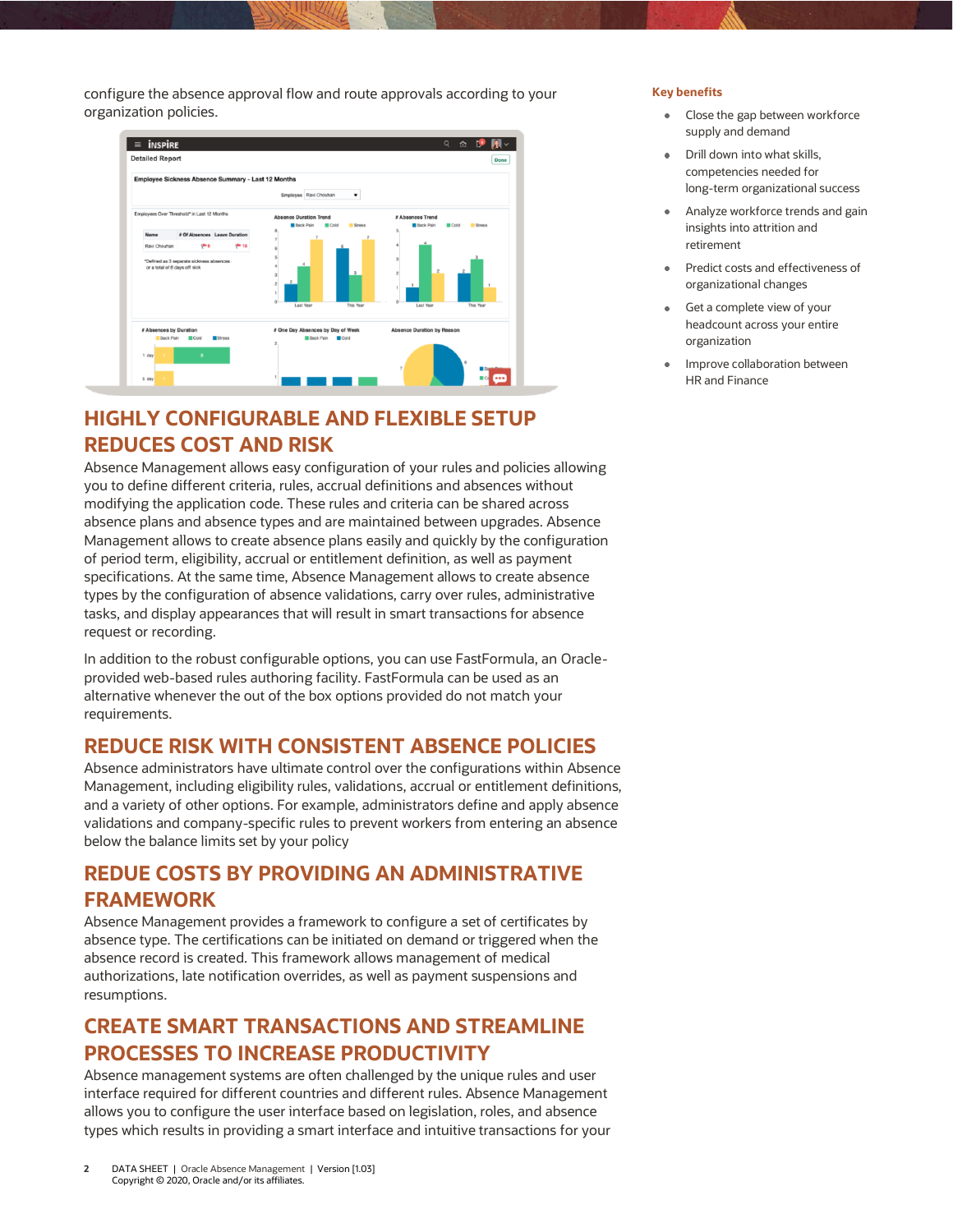configure the absence approval flow and route approvals according to your organization policies.

## HIGHLY CONFIGURABLE AND FLEXIBLE SETUP REDUCES COST AND RISK

Absence Management allows easy configuration of your rules and policies allowing you to define different criteria, rules, accrual definitions and absences without modifying the application code. These rules and criteria can be shared across absence plans and absence types and are maintained between upgrades. Absence Management allows to create absence plans easily and quickly by the configuration of period term, eligibility, accrual or entitlement definition, as well as payment specifications. At the same time, Absence Management allows to create absence types by the configuration of absence validations, carry over rules, administrative tasks, and display appearances that will result in smart transactions for absence request or recording.

In addition to the robust configurable options, you can use FastFormula, an Oracle-provided web-based rules authoring facility. FastFormula can be used as an alternative whenever the out of the box options provided do not match your requirements.

## REDUCE RISK WITH CONSISTENT ABSENCE POLICIES

Absence administrators have ultimate control over the configurations within Absence Management, including eligibility rules, validations, accrual or entitlement definitions, and a variety of other options. For example, administrators define and apply absence validations and company-specific rules to prevent workers from entering an absence below the balance limits set by your policy

## REDUE COSTS BY PROVIDING AN ADMINISTRATIVE FRAMEWORK

Absence Management provides a framework to configure a set of certificates by absence type. The certifications can be initiated on demand or triggered when the absence record is created. This framework allows management of medical authorizations, late notification overrides, as well as payment suspensions and resumptions.

## CREATE SMART TRANSACTIONS AND STREAMLINE PROCESSES TO INCREASE PRODUCTIVITY

Absence management systems are often challenged by the unique rules and user interface required for different countries and different rules. Absence Management allows you to configure the user interface based on legislation, roles, and absence types which results in providing a smart interface and intuitive transactions for your

### Key benefits

- Close the gap between workforce supply and demand
- Drill down into what skills, competencies needed for long-term organizational success
- Analyze workforce trends and gain insights into attrition and retirement
- Predict costs and effectiveness of organizational changes
- Get a complete view of your headcount across your entire organization
- Improve collaboration between HR and Finance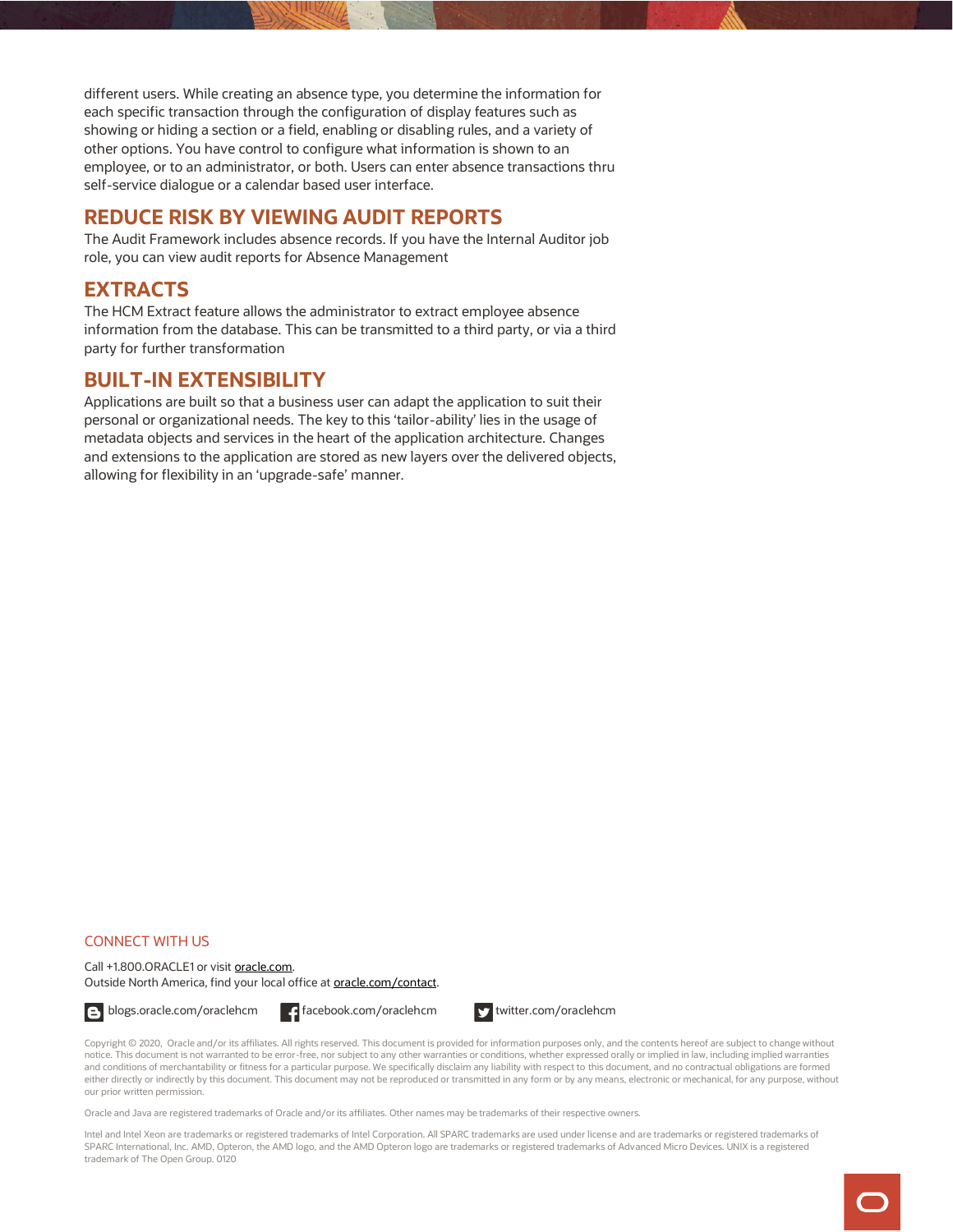different users. While creating an absence type, you determine the information for each specific transaction through the configuration of display features such as showing or hiding a section or a field, enabling or disabling rules, and a variety of other options. You have control to configure what information is shown to an employee, or to an administrator, or both. Users can enter absence transactions thru self-service dialogue or a calendar based user interface.

## REDUCE RISK BY VIEWING AUDIT REPORTS

The Audit Framework includes absence records. If you have the Internal Auditor job role, you can view audit reports for Absence Management

## EXTRACTS

The HCM Extract feature allows the administrator to extract employee absence information from the database. This can be transmitted to a third party, or via a third party for further transformation

## BUILT-IN EXTENSIBILITY

Applications are built so that a business user can adapt the application to suit their personal or organizational needs. The key to this 'tailor-ability' lies in the usage of metadata objects and services in the heart of the application architecture. Changes and extensions to the application are stored as new layers over the delivered objects, allowing for flexibility in an 'upgrade-safe' manner.

### CONNECT WITH US

Call +1.800.ORACLE1 or visit oracle.com.
Outside North America, find your local office at oracle.com/contact.

blogs.oracle.com/oraclehcm    facebook.com/oraclehcm    twitter.com/oraclehcm

Copyright © 2020, Oracle and/or its affiliates. All rights reserved. This document is provided for information purposes only, and the contents hereof are subject to change without notice. This document is not warranted to be error-free, nor subject to any other warranties or conditions, whether expressed orally or implied in law, including implied warranties and conditions of merchantability or fitness for a particular purpose. We specifically disclaim any liability with respect to this document, and no contractual obligations are formed either directly or indirectly by this document. This document may not be reproduced or transmitted in any form or by any means, electronic or mechanical, for any purpose, without our prior written permission.

Oracle and Java are registered trademarks of Oracle and/or its affiliates. Other names may be trademarks of their respective owners.

Intel and Intel Xeon are trademarks or registered trademarks of Intel Corporation. All SPARC trademarks are used under license and are trademarks or registered trademarks of SPARC International, Inc. AMD, Opteron, the AMD logo, and the AMD Opteron logo are trademarks or registered trademarks of Advanced Micro Devices. UNIX is a registered trademark of The Open Group. 0120